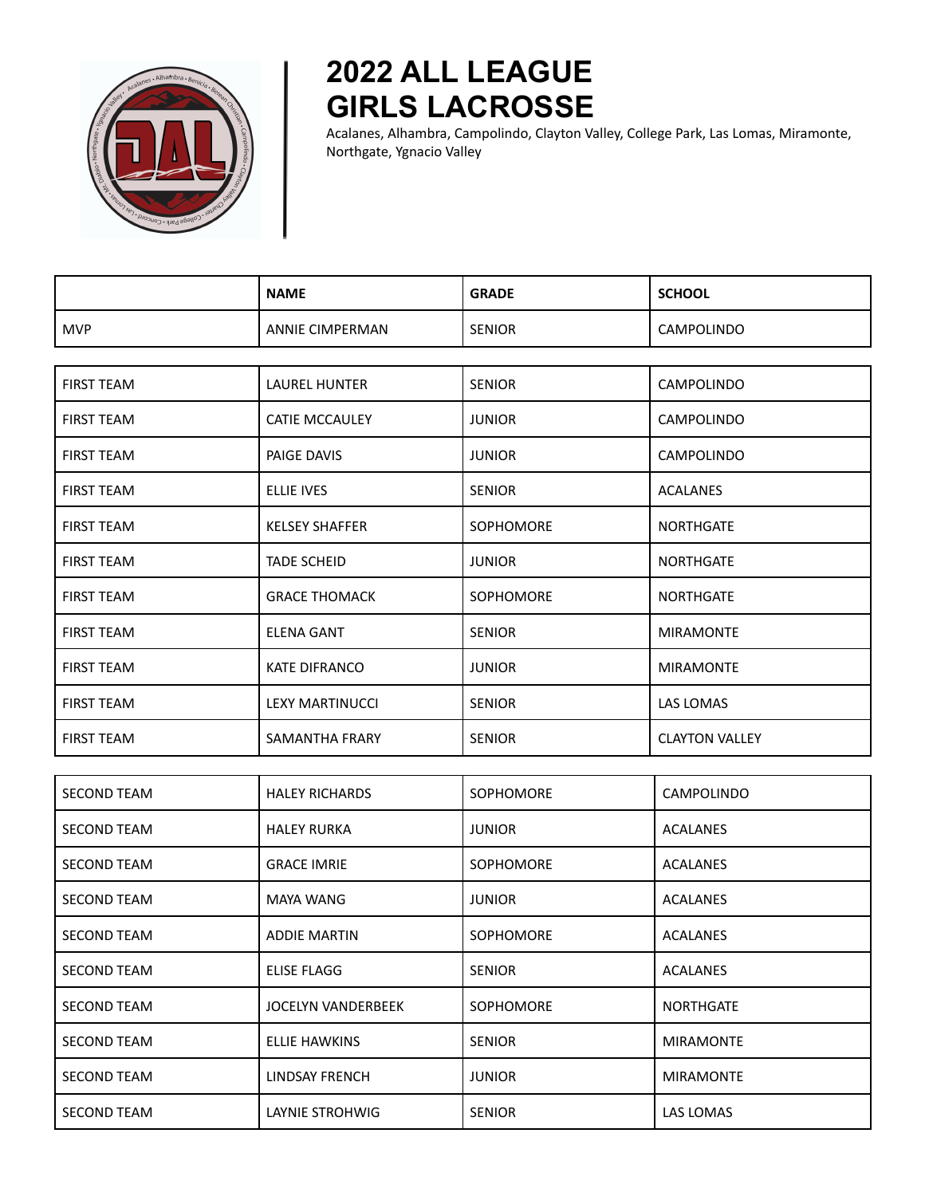# 2022 ALL LEAGUE GIRLS LACROSSE

Acalanes, Alhambra, Campolindo, Clayton Valley, College Park, Las Lomas, Miramonte, Northgate, Ygnacio Valley

| | NAME | GRADE | SCHOOL |
|---|---|---|---|
| MVP | ANNIE CIMPERMAN | SENIOR | CAMPOLINDO |
| FIRST TEAM | LAUREL HUNTER | SENIOR | CAMPOLINDO |
| FIRST TEAM | CATIE MCCAULEY | JUNIOR | CAMPOLINDO |
| FIRST TEAM | PAIGE DAVIS | JUNIOR | CAMPOLINDO |
| FIRST TEAM | ELLIE IVES | SENIOR | ACALANES |
| FIRST TEAM | KELSEY SHAFFER | SOPHOMORE | NORTHGATE |
| FIRST TEAM | TADE SCHEID | JUNIOR | NORTHGATE |
| FIRST TEAM | GRACE THOMACK | SOPHOMORE | NORTHGATE |
| FIRST TEAM | ELENA GANT | SENIOR | MIRAMONTE |
| FIRST TEAM | KATE DIFRANCO | JUNIOR | MIRAMONTE |
| FIRST TEAM | LEXY MARTINUCCI | SENIOR | LAS LOMAS |
| FIRST TEAM | SAMANTHA FRARY | SENIOR | CLAYTON VALLEY |
| SECOND TEAM | HALEY RICHARDS | SOPHOMORE | CAMPOLINDO |
| SECOND TEAM | HALEY RURKA | JUNIOR | ACALANES |
| SECOND TEAM | GRACE IMRIE | SOPHOMORE | ACALANES |
| SECOND TEAM | MAYA WANG | JUNIOR | ACALANES |
| SECOND TEAM | ADDIE MARTIN | SOPHOMORE | ACALANES |
| SECOND TEAM | ELISE FLAGG | SENIOR | ACALANES |
| SECOND TEAM | JOCELYN VANDERBEEK | SOPHOMORE | NORTHGATE |
| SECOND TEAM | ELLIE HAWKINS | SENIOR | MIRAMONTE |
| SECOND TEAM | LINDSAY FRENCH | JUNIOR | MIRAMONTE |
| SECOND TEAM | LAYNIE STROHWIG | SENIOR | LAS LOMAS |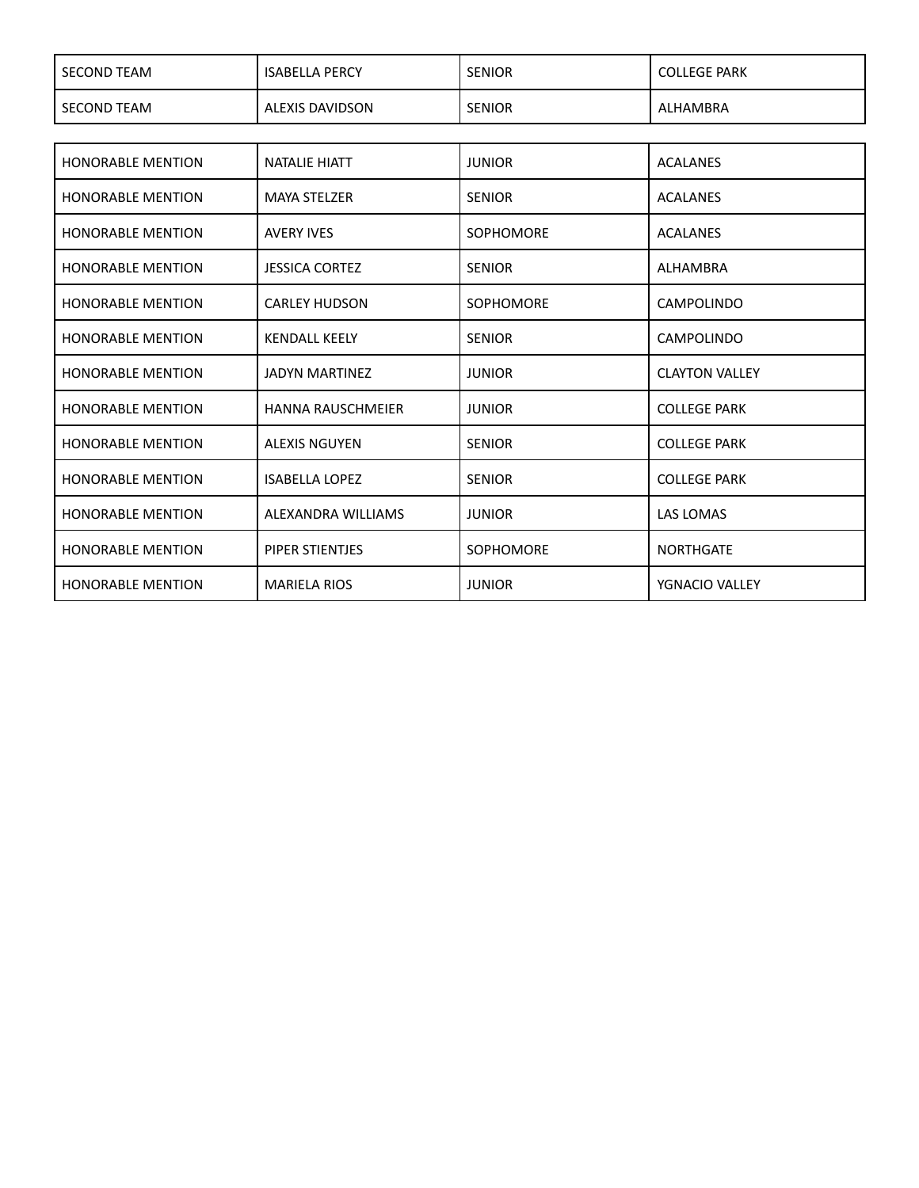| | | | |
|---|---|---|---|
| SECOND TEAM | ISABELLA PERCY | SENIOR | COLLEGE PARK |
| SECOND TEAM | ALEXIS DAVIDSON | SENIOR | ALHAMBRA |

| | | | |
|---|---|---|---|
| HONORABLE MENTION | NATALIE HIATT | JUNIOR | ACALANES |
| HONORABLE MENTION | MAYA STELZER | SENIOR | ACALANES |
| HONORABLE MENTION | AVERY IVES | SOPHOMORE | ACALANES |
| HONORABLE MENTION | JESSICA CORTEZ | SENIOR | ALHAMBRA |
| HONORABLE MENTION | CARLEY HUDSON | SOPHOMORE | CAMPOLINDO |
| HONORABLE MENTION | KENDALL KEELY | SENIOR | CAMPOLINDO |
| HONORABLE MENTION | JADYN MARTINEZ | JUNIOR | CLAYTON VALLEY |
| HONORABLE MENTION | HANNA RAUSCHMEIER | JUNIOR | COLLEGE PARK |
| HONORABLE MENTION | ALEXIS NGUYEN | SENIOR | COLLEGE PARK |
| HONORABLE MENTION | ISABELLA LOPEZ | SENIOR | COLLEGE PARK |
| HONORABLE MENTION | ALEXANDRA WILLIAMS | JUNIOR | LAS LOMAS |
| HONORABLE MENTION | PIPER STIENTJES | SOPHOMORE | NORTHGATE |
| HONORABLE MENTION | MARIELA RIOS | JUNIOR | YGNACIO VALLEY |